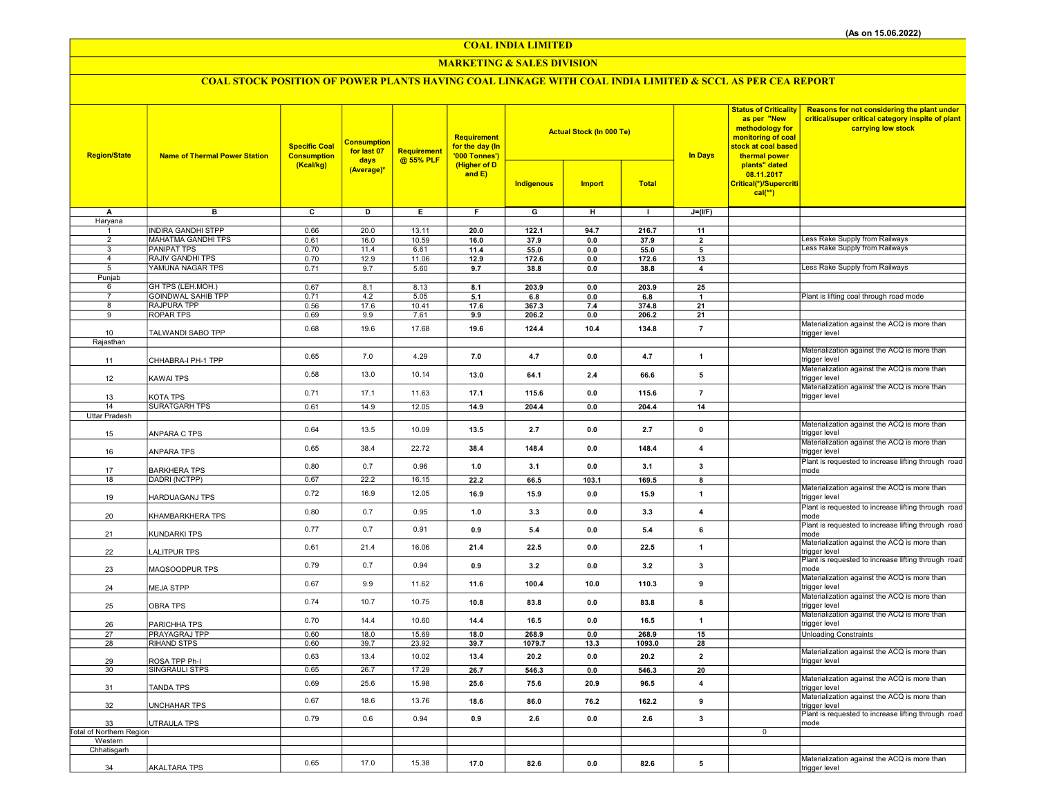(As on 15.06.2022)

# COAL INDIA LIMITED

## MARKETING & SALES DIVISION

### COAL STOCK POSITION OF POWER PLANTS HAVING COAL LINKAGE WITH COAL INDIA LIMITED & SCCL AS PER CEA REPORT

| Region/State | Name of Thermal Power Station | Specific Coal Consumption (Kcal/kg) | Consumption for last 07 days (Average)* | Requirement @ 55% PLF | Requirement for the day (In '000 Tonnes') (Higher of D and E) | Actual Stock (In 000 Te) | | | In Days | Status of Criticality as per "New methodology for monitoring of coal stock at coal based thermal power plants" dated 08.11.2017 Critical(*)/Supercritical(**) | Reasons for not considering the plant under critical/super critical category inspite of plant carrying low stock |
|---|---|---|---|---|---|---|---|---|---|---|---|
| | | | | | | Indigenous | Import | Total | | | |
| A | B | C | D | E | F | G | H | I | J=(I/F) | | |
| Haryana | | | | | | | | | | | |
| 1 | INDIRA GANDHI STPP | 0.66 | 20.0 | 13.11 | 20.0 | 122.1 | 94.7 | 216.7 | 11 | | |
| 2 | MAHATMA GANDHI TPS | 0.61 | 16.0 | 10.59 | 16.0 | 37.9 | 0.0 | 37.9 | 2 | | Less Rake Supply from Railways |
| 3 | PANIPAT TPS | 0.70 | 11.4 | 6.61 | 11.4 | 55.0 | 0.0 | 55.0 | 5 | | Less Rake Supply from Railways |
| 4 | RAJIV GANDHI TPS | 0.70 | 12.9 | 11.06 | 12.9 | 172.6 | 0.0 | 172.6 | 13 | | |
| 5 | YAMUNA NAGAR TPS | 0.71 | 9.7 | 5.60 | 9.7 | 38.8 | 0.0 | 38.8 | 4 | | Less Rake Supply from Railways |
| Punjab | | | | | | | | | | | |
| 6 | GH TPS (LEH.MOH.) | 0.67 | 8.1 | 8.13 | 8.1 | 203.9 | 0.0 | 203.9 | 25 | | |
| 7 | GOINDWAL SAHIB TPP | 0.71 | 4.2 | 5.05 | 5.1 | 6.8 | 0.0 | 6.8 | 1 | | Plant is lifting coal through road mode |
| 8 | RAJPURA TPP | 0.56 | 17.6 | 10.41 | 17.6 | 367.3 | 7.4 | 374.8 | 21 | | |
| 9 | ROPAR TPS | 0.69 | 9.9 | 7.61 | 9.9 | 206.2 | 0.0 | 206.2 | 21 | | |
| 10 | TALWANDI SABO TPP | 0.68 | 19.6 | 17.68 | 19.6 | 124.4 | 10.4 | 134.8 | 7 | | Materialization against the ACQ is more than trigger level |
| Rajasthan | | | | | | | | | | | |
| 11 | CHHABRA-I PH-1 TPP | 0.65 | 7.0 | 4.29 | 7.0 | 4.7 | 0.0 | 4.7 | 1 | | Materialization against the ACQ is more than trigger level |
| 12 | KAWAI TPS | 0.58 | 13.0 | 10.14 | 13.0 | 64.1 | 2.4 | 66.6 | 5 | | Materialization against the ACQ is more than trigger level |
| 13 | KOTA TPS | 0.71 | 17.1 | 11.63 | 17.1 | 115.6 | 0.0 | 115.6 | 7 | | Materialization against the ACQ is more than trigger level |
| 14 | SURATGARH TPS | 0.61 | 14.9 | 12.05 | 14.9 | 204.4 | 0.0 | 204.4 | 14 | | |
| Uttar Pradesh | | | | | | | | | | | |
| 15 | ANPARA C TPS | 0.64 | 13.5 | 10.09 | 13.5 | 2.7 | 0.0 | 2.7 | 0 | | Materialization against the ACQ is more than trigger level |
| 16 | ANPARA TPS | 0.65 | 38.4 | 22.72 | 38.4 | 148.4 | 0.0 | 148.4 | 4 | | Materialization against the ACQ is more than trigger level |
| 17 | BARKHERA TPS | 0.80 | 0.7 | 0.96 | 1.0 | 3.1 | 0.0 | 3.1 | 3 | | Plant is requested to increase lifting through road mode |
| 18 | DADRI (NCTPP) | 0.67 | 22.2 | 16.15 | 22.2 | 66.5 | 103.1 | 169.5 | 8 | | |
| 19 | HARDUAGANJ TPS | 0.72 | 16.9 | 12.05 | 16.9 | 15.9 | 0.0 | 15.9 | 1 | | Materialization against the ACQ is more than trigger level |
| 20 | KHAMBARKHERA TPS | 0.80 | 0.7 | 0.95 | 1.0 | 3.3 | 0.0 | 3.3 | 4 | | Plant is requested to increase lifting through road mode |
| 21 | KUNDARKI TPS | 0.77 | 0.7 | 0.91 | 0.9 | 5.4 | 0.0 | 5.4 | 6 | | Plant is requested to increase lifting through road mode |
| 22 | LALITPUR TPS | 0.61 | 21.4 | 16.06 | 21.4 | 22.5 | 0.0 | 22.5 | 1 | | Materialization against the ACQ is more than trigger level |
| 23 | MAQSOODPUR TPS | 0.79 | 0.7 | 0.94 | 0.9 | 3.2 | 0.0 | 3.2 | 3 | | Plant is requested to increase lifting through road mode |
| 24 | MEJA STPP | 0.67 | 9.9 | 11.62 | 11.6 | 100.4 | 10.0 | 110.3 | 9 | | Materialization against the ACQ is more than trigger level |
| 25 | OBRA TPS | 0.74 | 10.7 | 10.75 | 10.8 | 83.8 | 0.0 | 83.8 | 8 | | Materialization against the ACQ is more than trigger level |
| 26 | PARICHHA TPS | 0.70 | 14.4 | 10.60 | 14.4 | 16.5 | 0.0 | 16.5 | 1 | | Materialization against the ACQ is more than trigger level |
| 27 | PRAYAGRAJ TPP | 0.60 | 18.0 | 15.69 | 18.0 | 268.9 | 0.0 | 268.9 | 15 | | Unloading Constraints |
| 28 | RIHAND STPS | 0.60 | 39.7 | 23.92 | 39.7 | 1079.7 | 13.3 | 1093.0 | 28 | | |
| 29 | ROSA TPP Ph-I | 0.63 | 13.4 | 10.02 | 13.4 | 20.2 | 0.0 | 20.2 | 2 | | Materialization against the ACQ is more than trigger level |
| 30 | SINGRAULI STPS | 0.65 | 26.7 | 17.29 | 26.7 | 546.3 | 0.0 | 546.3 | 20 | | |
| 31 | TANDA TPS | 0.69 | 25.6 | 15.98 | 25.6 | 75.6 | 20.9 | 96.5 | 4 | | Materialization against the ACQ is more than trigger level |
| 32 | UNCHAHAR TPS | 0.67 | 18.6 | 13.76 | 18.6 | 86.0 | 76.2 | 162.2 | 9 | | Materialization against the ACQ is more than trigger level |
| 33 | UTRAULA TPS | 0.79 | 0.6 | 0.94 | 0.9 | 2.6 | 0.0 | 2.6 | 3 | | Plant is requested to increase lifting through road mode |
| Total of Northern Region | | | | | | | | | | 0 | |
| Western | | | | | | | | | | | |
| Chhatisgarh | | | | | | | | | | | |
| 34 | AKALTARA TPS | 0.65 | 17.0 | 15.38 | 17.0 | 82.6 | 0.0 | 82.6 | 5 | | Materialization against the ACQ is more than trigger level |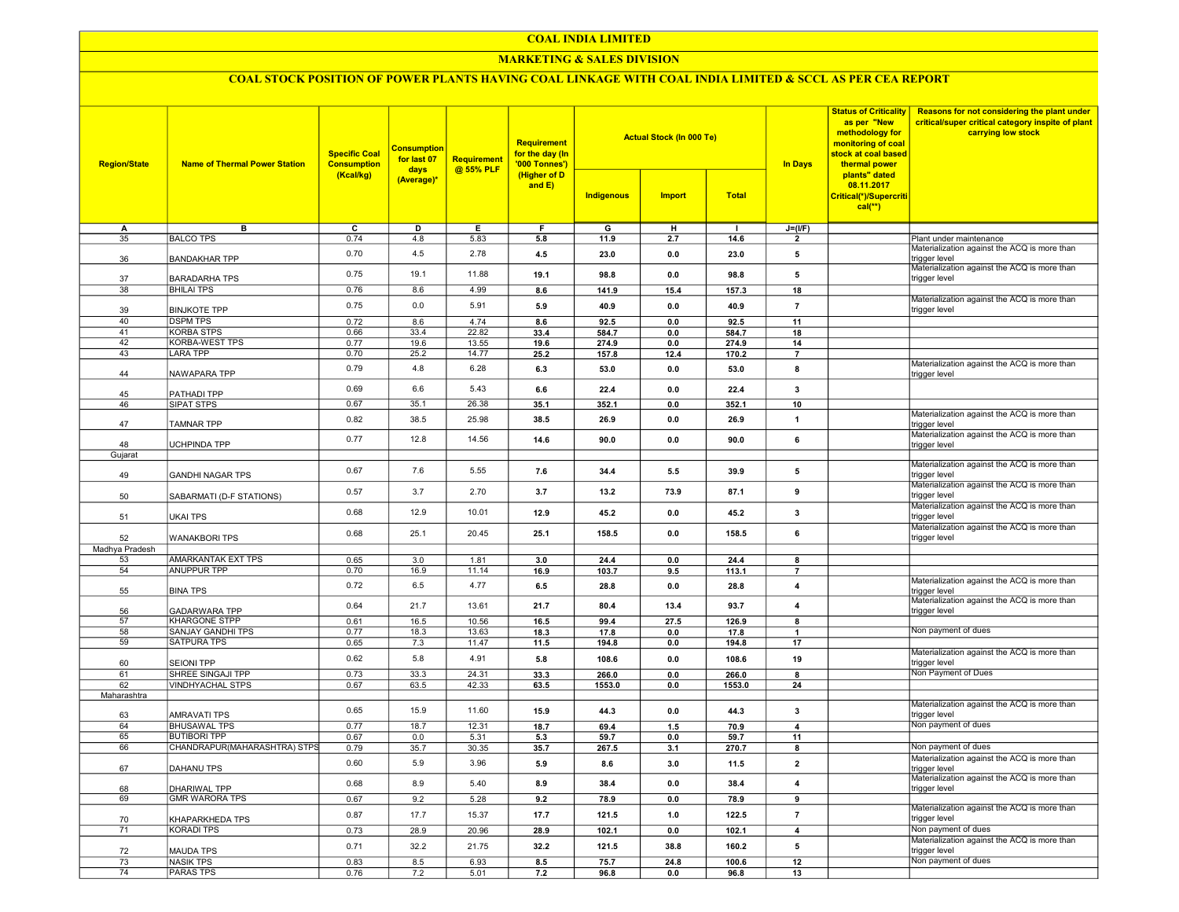# COAL INDIA LIMITED

## MARKETING & SALES DIVISION

### COAL STOCK POSITION OF POWER PLANTS HAVING COAL LINKAGE WITH COAL INDIA LIMITED & SCCL AS PER CEA REPORT

| Region/State | Name of Thermal Power Station | Specific Coal Consumption (Kcal/kg) | Consumption for last 07 days (Average)* | Requirement @ 55% PLF | Requirement for the day (In '000 Tonnes') (Higher of D and E) | Actual Stock (In 000 Te) | | | In Days | Status of Criticality as per "New methodology for monitoring of coal stock at coal based thermal power plants" dated 08.11.2017 Critical(*)/Supercritical(**) | Reasons for not considering the plant under critical/super critical category inspite of plant carrying low stock |
|---|---|---|---|---|---|---|---|---|---|---|---|
| | | | | | | Indigenous | Import | Total | | | |
| A | B | C | D | E | F | G | H | I | J=(I/F) | | |
| 35 | BALCO TPS | 0.74 | 4.8 | 5.83 | 5.8 | 11.9 | 2.7 | 14.6 | 2 | | Plant under maintenance |
| 36 | BANDAKHAR TPP | 0.70 | 4.5 | 2.78 | 4.5 | 23.0 | 0.0 | 23.0 | 5 | | Materialization against the ACQ is more than trigger level |
| 37 | BARADARHA TPS | 0.75 | 19.1 | 11.88 | 19.1 | 98.8 | 0.0 | 98.8 | 5 | | Materialization against the ACQ is more than trigger level |
| 38 | BHILAI TPS | 0.76 | 8.6 | 4.99 | 8.6 | 141.9 | 15.4 | 157.3 | 18 | | |
| 39 | BINJKOTE TPP | 0.75 | 0.0 | 5.91 | 5.9 | 40.9 | 0.0 | 40.9 | 7 | | Materialization against the ACQ is more than trigger level |
| 40 | DSPM TPS | 0.72 | 8.6 | 4.74 | 8.6 | 92.5 | 0.0 | 92.5 | 11 | | |
| 41 | KORBA STPS | 0.66 | 33.4 | 22.82 | 33.4 | 584.7 | 0.0 | 584.7 | 18 | | |
| 42 | KORBA-WEST TPS | 0.77 | 19.6 | 13.55 | 19.6 | 274.9 | 0.0 | 274.9 | 14 | | |
| 43 | LARA TPP | 0.70 | 25.2 | 14.77 | 25.2 | 157.8 | 12.4 | 170.2 | 7 | | |
| 44 | NAWAPARA TPP | 0.79 | 4.8 | 6.28 | 6.3 | 53.0 | 0.0 | 53.0 | 8 | | Materialization against the ACQ is more than trigger level |
| 45 | PATHADI TPP | 0.69 | 6.6 | 5.43 | 6.6 | 22.4 | 0.0 | 22.4 | 3 | | |
| 46 | SIPAT STPS | 0.67 | 35.1 | 26.38 | 35.1 | 352.1 | 0.0 | 352.1 | 10 | | |
| 47 | TAMNAR TPP | 0.82 | 38.5 | 25.98 | 38.5 | 26.9 | 0.0 | 26.9 | 1 | | Materialization against the ACQ is more than trigger level |
| 48 | UCHPINDA TPP | 0.77 | 12.8 | 14.56 | 14.6 | 90.0 | 0.0 | 90.0 | 6 | | Materialization against the ACQ is more than trigger level |
| Gujarat | | | | | | | | | | | |
| 49 | GANDHI NAGAR TPS | 0.67 | 7.6 | 5.55 | 7.6 | 34.4 | 5.5 | 39.9 | 5 | | Materialization against the ACQ is more than trigger level |
| 50 | SABARMATI (D-F STATIONS) | 0.57 | 3.7 | 2.70 | 3.7 | 13.2 | 73.9 | 87.1 | 9 | | Materialization against the ACQ is more than trigger level |
| 51 | UKAI TPS | 0.68 | 12.9 | 10.01 | 12.9 | 45.2 | 0.0 | 45.2 | 3 | | Materialization against the ACQ is more than trigger level |
| 52 | WANAKBORI TPS | 0.68 | 25.1 | 20.45 | 25.1 | 158.5 | 0.0 | 158.5 | 6 | | Materialization against the ACQ is more than trigger level |
| Madhya Pradesh | | | | | | | | | | | |
| 53 | AMARKANTAK EXT TPS | 0.65 | 3.0 | 1.81 | 3.0 | 24.4 | 0.0 | 24.4 | 8 | | |
| 54 | ANUPPUR TPP | 0.70 | 16.9 | 11.14 | 16.9 | 103.7 | 9.5 | 113.1 | 7 | | |
| 55 | BINA TPS | 0.72 | 6.5 | 4.77 | 6.5 | 28.8 | 0.0 | 28.8 | 4 | | Materialization against the ACQ is more than trigger level |
| 56 | GADARWARA TPP | 0.64 | 21.7 | 13.61 | 21.7 | 80.4 | 13.4 | 93.7 | 4 | | Materialization against the ACQ is more than trigger level |
| 57 | KHARGONE STPP | 0.61 | 16.5 | 10.56 | 16.5 | 99.4 | 27.5 | 126.9 | 8 | | |
| 58 | SANJAY GANDHI TPS | 0.77 | 18.3 | 13.63 | 18.3 | 17.8 | 0.0 | 17.8 | 1 | | Non payment of dues |
| 59 | SATPURA TPS | 0.65 | 7.3 | 11.47 | 11.5 | 194.8 | 0.0 | 194.8 | 17 | | |
| 60 | SEIONI TPP | 0.62 | 5.8 | 4.91 | 5.8 | 108.6 | 0.0 | 108.6 | 19 | | Materialization against the ACQ is more than trigger level |
| 61 | SHREE SINGAJI TPP | 0.73 | 33.3 | 24.31 | 33.3 | 266.0 | 0.0 | 266.0 | 8 | | Non Payment of Dues |
| 62 | VINDHYACHAL STPS | 0.67 | 63.5 | 42.33 | 63.5 | 1553.0 | 0.0 | 1553.0 | 24 | | |
| Maharashtra | | | | | | | | | | | |
| 63 | AMRAVATI TPS | 0.65 | 15.9 | 11.60 | 15.9 | 44.3 | 0.0 | 44.3 | 3 | | Materialization against the ACQ is more than trigger level |
| 64 | BHUSAWAL TPS | 0.77 | 18.7 | 12.31 | 18.7 | 69.4 | 1.5 | 70.9 | 4 | | Non payment of dues |
| 65 | BUTIBORI TPP | 0.67 | 0.0 | 5.31 | 5.3 | 59.7 | 0.0 | 59.7 | 11 | | |
| 66 | CHANDRAPUR(MAHARASHTRA) STPS | 0.79 | 35.7 | 30.35 | 35.7 | 267.5 | 3.1 | 270.7 | 8 | | Non payment of dues |
| 67 | DAHANU TPS | 0.60 | 5.9 | 3.96 | 5.9 | 8.6 | 3.0 | 11.5 | 2 | | Materialization against the ACQ is more than trigger level |
| 68 | DHARIWAL TPP | 0.68 | 8.9 | 5.40 | 8.9 | 38.4 | 0.0 | 38.4 | 4 | | Materialization against the ACQ is more than trigger level |
| 69 | GMR WARORA TPS | 0.67 | 9.2 | 5.28 | 9.2 | 78.9 | 0.0 | 78.9 | 9 | | |
| 70 | KHAPARKHEDA TPS | 0.87 | 17.7 | 15.37 | 17.7 | 121.5 | 1.0 | 122.5 | 7 | | Materialization against the ACQ is more than trigger level |
| 71 | KORADI TPS | 0.73 | 28.9 | 20.96 | 28.9 | 102.1 | 0.0 | 102.1 | 4 | | Non payment of dues |
| 72 | MAUDA TPS | 0.71 | 32.2 | 21.75 | 32.2 | 121.5 | 38.8 | 160.2 | 5 | | Materialization against the ACQ is more than trigger level |
| 73 | NASIK TPS | 0.83 | 8.5 | 6.93 | 8.5 | 75.7 | 24.8 | 100.6 | 12 | | Non payment of dues |
| 74 | PARAS TPS | 0.76 | 7.2 | 5.01 | 7.2 | 96.8 | 0.0 | 96.8 | 13 | | |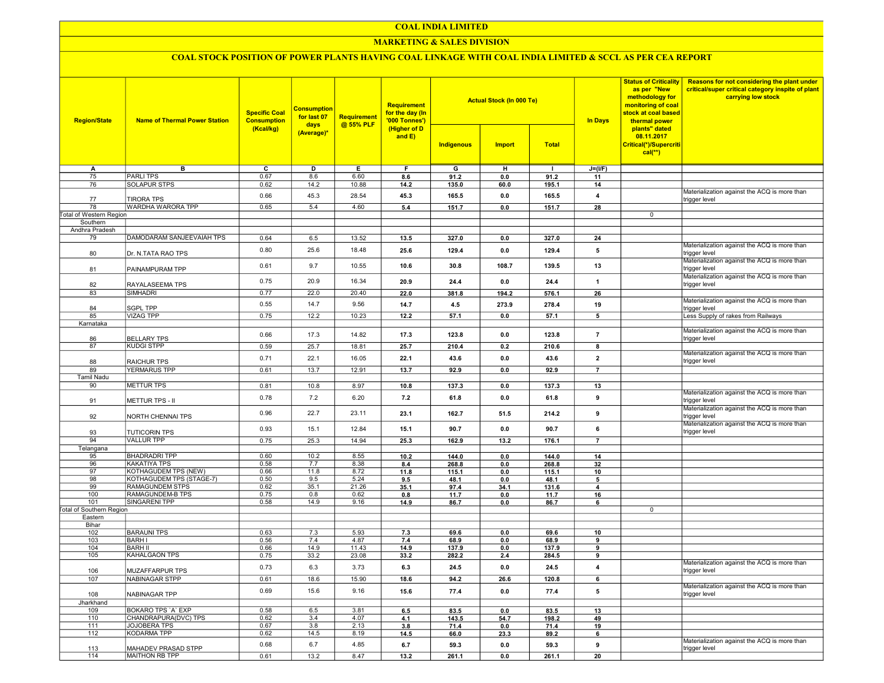# COAL INDIA LIMITED

## MARKETING & SALES DIVISION

### COAL STOCK POSITION OF POWER PLANTS HAVING COAL LINKAGE WITH COAL INDIA LIMITED & SCCL AS PER CEA REPORT

| Region/State | Name of Thermal Power Station | Specific Coal Consumption (Kcal/kg) | Consumption for last 07 days (Average)* | Requirement @ 55% PLF | Requirement for the day (In '000 Tonnes') (Higher of D and E) | Actual Stock (In 000 Te) | | | In Days | Status of Criticality as per "New methodology for monitoring of coal stock at coal based thermal power plants" dated 08.11.2017 Critical(*)/Supercritical(**) | Reasons for not considering the plant under critical/super critical category inspite of plant carrying low stock |
|---|---|---|---|---|---|---|---|---|---|---|---|
| | | | | | | Indigenous | Import | Total | | | |
| A | B | C | D | E | F | G | H | I | J=(I/F) | | |
| 75 | PARLI TPS | 0.67 | 8.6 | 6.60 | 8.6 | 91.2 | 0.0 | 91.2 | 11 | | |
| 76 | SOLAPUR STPS | 0.62 | 14.2 | 10.88 | 14.2 | 135.0 | 60.0 | 195.1 | 14 | | |
| 77 | TIRORA TPS | 0.66 | 45.3 | 28.54 | 45.3 | 165.5 | 0.0 | 165.5 | 4 | | Materialization against the ACQ is more than trigger level |
| 78 | WARDHA WARORA TPP | 0.65 | 5.4 | 4.60 | 5.4 | 151.7 | 0.0 | 151.7 | 28 | | |
| Total of Western Region | | | | | | | | | | 0 | |
| Southern | | | | | | | | | | | |
| Andhra Pradesh | | | | | | | | | | | |
| 79 | DAMODARAM SANJEEVAIAH TPS | 0.64 | 6.5 | 13.52 | 13.5 | 327.0 | 0.0 | 327.0 | 24 | | |
| 80 | Dr. N.TATA RAO TPS | 0.80 | 25.6 | 18.48 | 25.6 | 129.4 | 0.0 | 129.4 | 5 | | Materialization against the ACQ is more than trigger level |
| 81 | PAINAMPURAM TPP | 0.61 | 9.7 | 10.55 | 10.6 | 30.8 | 108.7 | 139.5 | 13 | | Materialization against the ACQ is more than trigger level |
| 82 | RAYALASEEMA TPS | 0.75 | 20.9 | 16.34 | 20.9 | 24.4 | 0.0 | 24.4 | 1 | | Materialization against the ACQ is more than trigger level |
| 83 | SIMHADRI | 0.77 | 22.0 | 20.40 | 22.0 | 381.8 | 194.2 | 576.1 | 26 | | |
| 84 | SGPL TPP | 0.55 | 14.7 | 9.56 | 14.7 | 4.5 | 273.9 | 278.4 | 19 | | Materialization against the ACQ is more than trigger level |
| 85 | VIZAG TPP | 0.75 | 12.2 | 10.23 | 12.2 | 57.1 | 0.0 | 57.1 | 5 | | Less Supply of rakes from Railways |
| Karnataka | | | | | | | | | | | |
| 86 | BELLARY TPS | 0.66 | 17.3 | 14.82 | 17.3 | 123.8 | 0.0 | 123.8 | 7 | | Materialization against the ACQ is more than trigger level |
| 87 | KUDGI STPP | 0.59 | 25.7 | 18.81 | 25.7 | 210.4 | 0.2 | 210.6 | 8 | | |
| 88 | RAICHUR TPS | 0.71 | 22.1 | 16.05 | 22.1 | 43.6 | 0.0 | 43.6 | 2 | | Materialization against the ACQ is more than trigger level |
| 89 | YERMARUS TPP | 0.61 | 13.7 | 12.91 | 13.7 | 92.9 | 0.0 | 92.9 | 7 | | |
| Tamil Nadu | | | | | | | | | | | |
| 90 | METTUR TPS | 0.81 | 10.8 | 8.97 | 10.8 | 137.3 | 0.0 | 137.3 | 13 | | |
| 91 | METTUR TPS - II | 0.78 | 7.2 | 6.20 | 7.2 | 61.8 | 0.0 | 61.8 | 9 | | Materialization against the ACQ is more than trigger level |
| 92 | NORTH CHENNAI TPS | 0.96 | 22.7 | 23.11 | 23.1 | 162.7 | 51.5 | 214.2 | 9 | | Materialization against the ACQ is more than trigger level |
| 93 | TUTICORIN TPS | 0.93 | 15.1 | 12.84 | 15.1 | 90.7 | 0.0 | 90.7 | 6 | | Materialization against the ACQ is more than trigger level |
| 94 | VALLUR TPP | 0.75 | 25.3 | 14.94 | 25.3 | 162.9 | 13.2 | 176.1 | 7 | | |
| Telangana | | | | | | | | | | | |
| 95 | BHADRADRI TPP | 0.60 | 10.2 | 8.55 | 10.2 | 144.0 | 0.0 | 144.0 | 14 | | |
| 96 | KAKATIYA TPS | 0.58 | 7.7 | 8.38 | 8.4 | 268.8 | 0.0 | 268.8 | 32 | | |
| 97 | KOTHAGUDEM TPS (NEW) | 0.66 | 11.8 | 8.72 | 11.8 | 115.1 | 0.0 | 115.1 | 10 | | |
| 98 | KOTHAGUDEM TPS (STAGE-7) | 0.50 | 9.5 | 5.24 | 9.5 | 48.1 | 0.0 | 48.1 | 5 | | |
| 99 | RAMAGUNDEM STPS | 0.62 | 35.1 | 21.26 | 35.1 | 97.4 | 34.1 | 131.6 | 4 | | |
| 100 | RAMAGUNDEM-B TPS | 0.75 | 0.8 | 0.62 | 0.8 | 11.7 | 0.0 | 11.7 | 16 | | |
| 101 | SINGARENI TPP | 0.58 | 14.9 | 9.16 | 14.9 | 86.7 | 0.0 | 86.7 | 6 | | |
| Total of Southern Region | | | | | | | | | | 0 | |
| Eastern | | | | | | | | | | | |
| Bihar | | | | | | | | | | | |
| 102 | BARAUNI TPS | 0.63 | 7.3 | 5.93 | 7.3 | 69.6 | 0.0 | 69.6 | 10 | | |
| 103 | BARH I | 0.56 | 7.4 | 4.87 | 7.4 | 68.9 | 0.0 | 68.9 | 9 | | |
| 104 | BARH II | 0.66 | 14.9 | 11.43 | 14.9 | 137.9 | 0.0 | 137.9 | 9 | | |
| 105 | KAHALGAON TPS | 0.75 | 33.2 | 23.08 | 33.2 | 282.2 | 2.4 | 284.5 | 9 | | |
| 106 | MUZAFFARPUR TPS | 0.73 | 6.3 | 3.73 | 6.3 | 24.5 | 0.0 | 24.5 | 4 | | Materialization against the ACQ is more than trigger level |
| 107 | NABINAGAR STPP | 0.61 | 18.6 | 15.90 | 18.6 | 94.2 | 26.6 | 120.8 | 6 | | |
| 108 | NABINAGAR TPP | 0.69 | 15.6 | 9.16 | 15.6 | 77.4 | 0.0 | 77.4 | 5 | | Materialization against the ACQ is more than trigger level |
| Jharkhand | | | | | | | | | | | |
| 109 | BOKARO TPS `A` EXP | 0.58 | 6.5 | 3.81 | 6.5 | 83.5 | 0.0 | 83.5 | 13 | | |
| 110 | CHANDRAPURA(DVC) TPS | 0.62 | 3.4 | 4.07 | 4.1 | 143.5 | 54.7 | 198.2 | 49 | | |
| 111 | JOJOBERA TPS | 0.67 | 3.8 | 2.13 | 3.8 | 71.4 | 0.0 | 71.4 | 19 | | |
| 112 | KODARMA TPP | 0.62 | 14.5 | 8.19 | 14.5 | 66.0 | 23.3 | 89.2 | 6 | | |
| 113 | MAHADEV PRASAD STPP | 0.68 | 6.7 | 4.85 | 6.7 | 59.3 | 0.0 | 59.3 | 9 | | Materialization against the ACQ is more than trigger level |
| 114 | MAITHON RB TPP | 0.61 | 13.2 | 8.47 | 13.2 | 261.1 | 0.0 | 261.1 | 20 | | |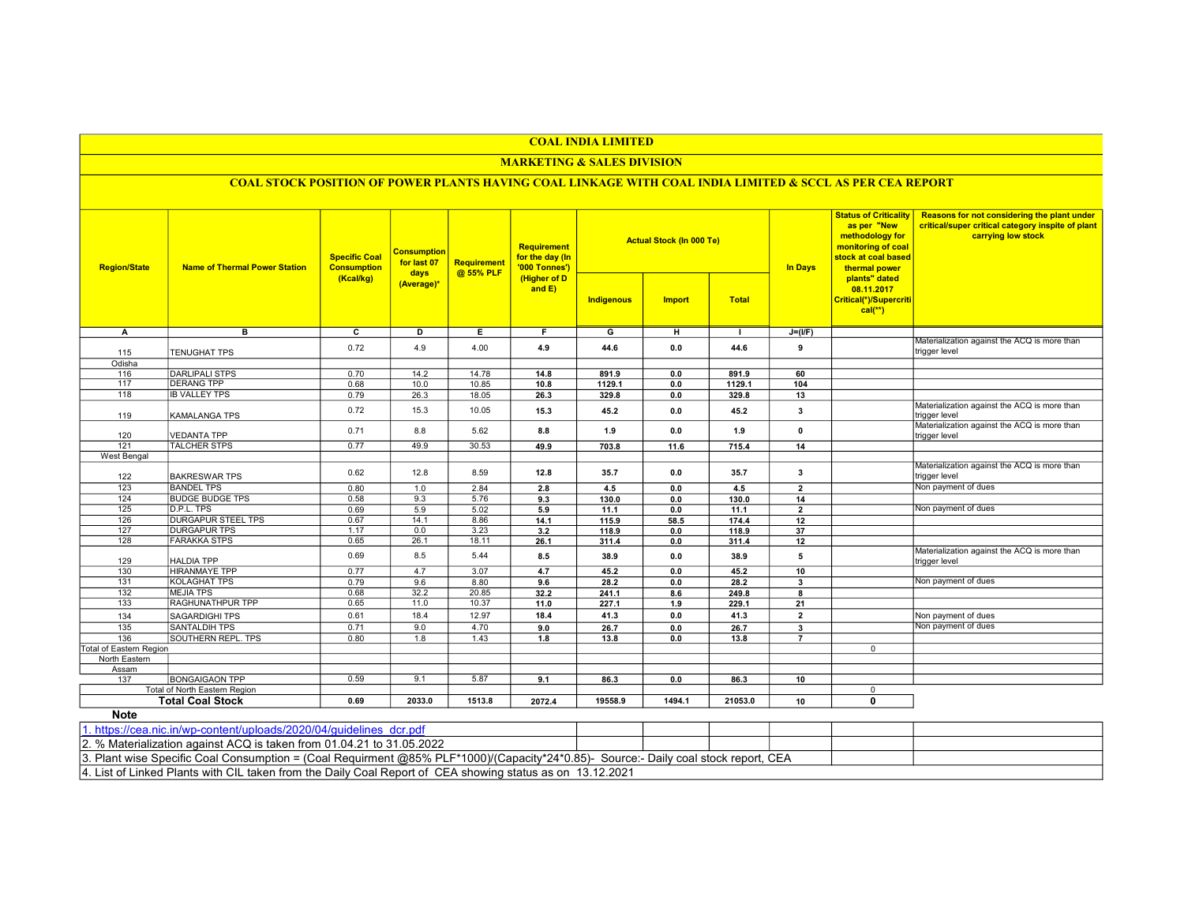**COAL INDIA LIMITED**

**MARKETING & SALES DIVISION**

**COAL STOCK POSITION OF POWER PLANTS HAVING COAL LINKAGE WITH COAL INDIA LIMITED & SCCL AS PER CEA REPORT**

| Region/State | Name of Thermal Power Station | Specific Coal Consumption (Kcal/kg) | Consumption for last 07 days (Average)* | Requirement @ 55% PLF | Requirement for the day (In '000 Tonnes') (Higher of D and E) | Actual Stock (In 000 Te) | | | In Days | Status of Criticality as per "New methodology for monitoring of coal stock at coal based thermal power plants" dated 08.11.2017 Critical(*)/Supercritical(**) | Reasons for not considering the plant under critical/super critical category inspite of plant carrying low stock |
|---|---|---|---|---|---|---|---|---|---|---|---|
| | | | | | | Indigenous | Import | Total | | | |
| A | B | C | D | E | F | G | H | I | J=(I/F) | | |
| 115 | TENUGHAT TPS | 0.72 | 4.9 | 4.00 | 4.9 | 44.6 | 0.0 | 44.6 | 9 | | Materialization against the ACQ is more than trigger level |
| Odisha | | | | | | | | | | | |
| 116 | DARLIPALI STPS | 0.70 | 14.2 | 14.78 | 14.8 | 891.9 | 0.0 | 891.9 | 60 | | |
| 117 | DERANG TPP | 0.68 | 10.0 | 10.85 | 10.8 | 1129.1 | 0.0 | 1129.1 | 104 | | |
| 118 | IB VALLEY TPS | 0.79 | 26.3 | 18.05 | 26.3 | 329.8 | 0.0 | 329.8 | 13 | | |
| 119 | KAMALANGA TPS | 0.72 | 15.3 | 10.05 | 15.3 | 45.2 | 0.0 | 45.2 | 3 | | Materialization against the ACQ is more than trigger level |
| 120 | VEDANTA TPP | 0.71 | 8.8 | 5.62 | 8.8 | 1.9 | 0.0 | 1.9 | 0 | | Materialization against the ACQ is more than trigger level |
| 121 | TALCHER STPS | 0.77 | 49.9 | 30.53 | 49.9 | 703.8 | 11.6 | 715.4 | 14 | | |
| West Bengal | | | | | | | | | | | |
| 122 | BAKRESWAR TPS | 0.62 | 12.8 | 8.59 | 12.8 | 35.7 | 0.0 | 35.7 | 3 | | Materialization against the ACQ is more than trigger level |
| 123 | BANDEL TPS | 0.80 | 1.0 | 2.84 | 2.8 | 4.5 | 0.0 | 4.5 | 2 | | Non payment of dues |
| 124 | BUDGE BUDGE TPS | 0.58 | 9.3 | 5.76 | 9.3 | 130.0 | 0.0 | 130.0 | 14 | | |
| 125 | D.P.L. TPS | 0.69 | 5.9 | 5.02 | 5.9 | 11.1 | 0.0 | 11.1 | 2 | | Non payment of dues |
| 126 | DURGAPUR STEEL TPS | 0.67 | 14.1 | 8.86 | 14.1 | 115.9 | 58.5 | 174.4 | 12 | | |
| 127 | DURGAPUR TPS | 1.17 | 0.0 | 3.23 | 3.2 | 118.9 | 0.0 | 118.9 | 37 | | |
| 128 | FARAKKA STPS | 0.65 | 26.1 | 18.11 | 26.1 | 311.4 | 0.0 | 311.4 | 12 | | |
| 129 | HALDIA TPP | 0.69 | 8.5 | 5.44 | 8.5 | 38.9 | 0.0 | 38.9 | 5 | | Materialization against the ACQ is more than trigger level |
| 130 | HIRANMAYE TPP | 0.77 | 4.7 | 3.07 | 4.7 | 45.2 | 0.0 | 45.2 | 10 | | |
| 131 | KOLAGHAT TPS | 0.79 | 9.6 | 8.80 | 9.6 | 28.2 | 0.0 | 28.2 | 3 | | Non payment of dues |
| 132 | MEJIA TPS | 0.68 | 32.2 | 20.85 | 32.2 | 241.1 | 8.6 | 249.8 | 8 | | |
| 133 | RAGHUNATHPUR TPP | 0.65 | 11.0 | 10.37 | 11.0 | 227.1 | 1.9 | 229.1 | 21 | | |
| 134 | SAGARDIGHI TPS | 0.61 | 18.4 | 12.97 | 18.4 | 41.3 | 0.0 | 41.3 | 2 | | Non payment of dues |
| 135 | SANTALDIH TPS | 0.71 | 9.0 | 4.70 | 9.0 | 26.7 | 0.0 | 26.7 | 3 | | Non payment of dues |
| 136 | SOUTHERN REPL. TPS | 0.80 | 1.8 | 1.43 | 1.8 | 13.8 | 0.0 | 13.8 | 7 | | |
| Total of Eastern Region | | | | | | | | | | 0 | |
| North Eastern | | | | | | | | | | | |
| Assam | | | | | | | | | | | |
| 137 | BONGAIGAON TPP | 0.59 | 9.1 | 5.87 | 9.1 | 86.3 | 0.0 | 86.3 | 10 | | |
| Total of North Eastern Region | | | | | | | | | | 0 | |
| **Total Coal Stock** | | **0.69** | **2033.0** | **1513.8** | **2072.4** | **19558.9** | **1494.1** | **21053.0** | **10** | **0** | |

**Note**

1. https://cea.nic.in/wp-content/uploads/2020/04/guidelines_dcr.pdf
2. % Materialization against ACQ is taken from 01.04.21 to 31.05.2022
3. Plant wise Specific Coal Consumption = (Coal Requirment @85% PLF*1000)/(Capacity*24*0.85)- Source:- Daily coal stock report, CEA
4. List of Linked Plants with CIL taken from the Daily Coal Report of CEA showing status as on 13.12.2021